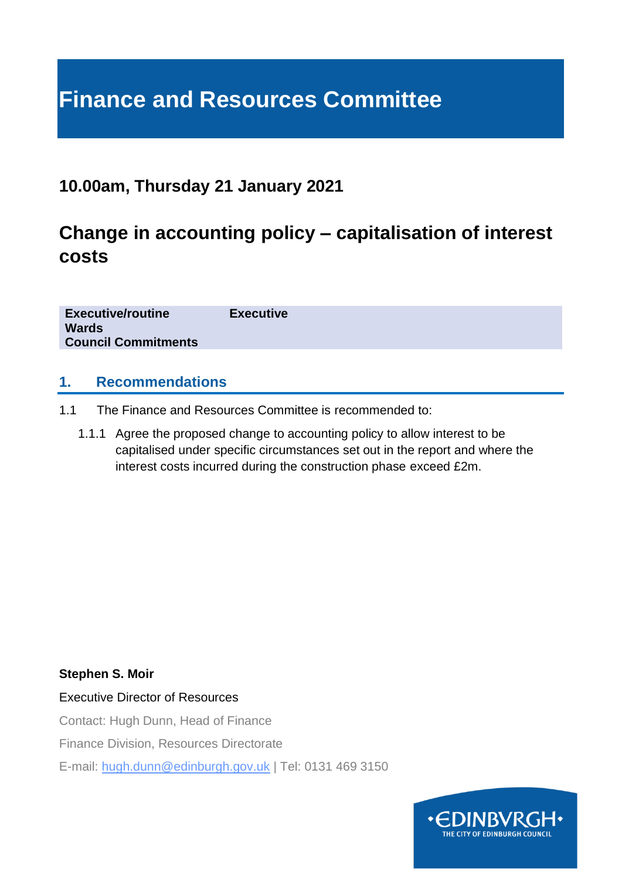# Finance and Resources Committee

## 10.00am, Thursday 21 January 2021

## Change in accounting policy – capitalisation of interest costs

| | |
|---|---|
| **Executive/routine** | **Executive** |
| **Wards** | |
| **Council Commitments** | |

## 1. Recommendations

1.1 The Finance and Resources Committee is recommended to:

1.1.1 Agree the proposed change to accounting policy to allow interest to be capitalised under specific circumstances set out in the report and where the interest costs incurred during the construction phase exceed £2m.

**Stephen S. Moir**

Executive Director of Resources

Contact: Hugh Dunn, Head of Finance

Finance Division, Resources Directorate

E-mail: hugh.dunn@edinburgh.gov.uk | Tel: 0131 469 3150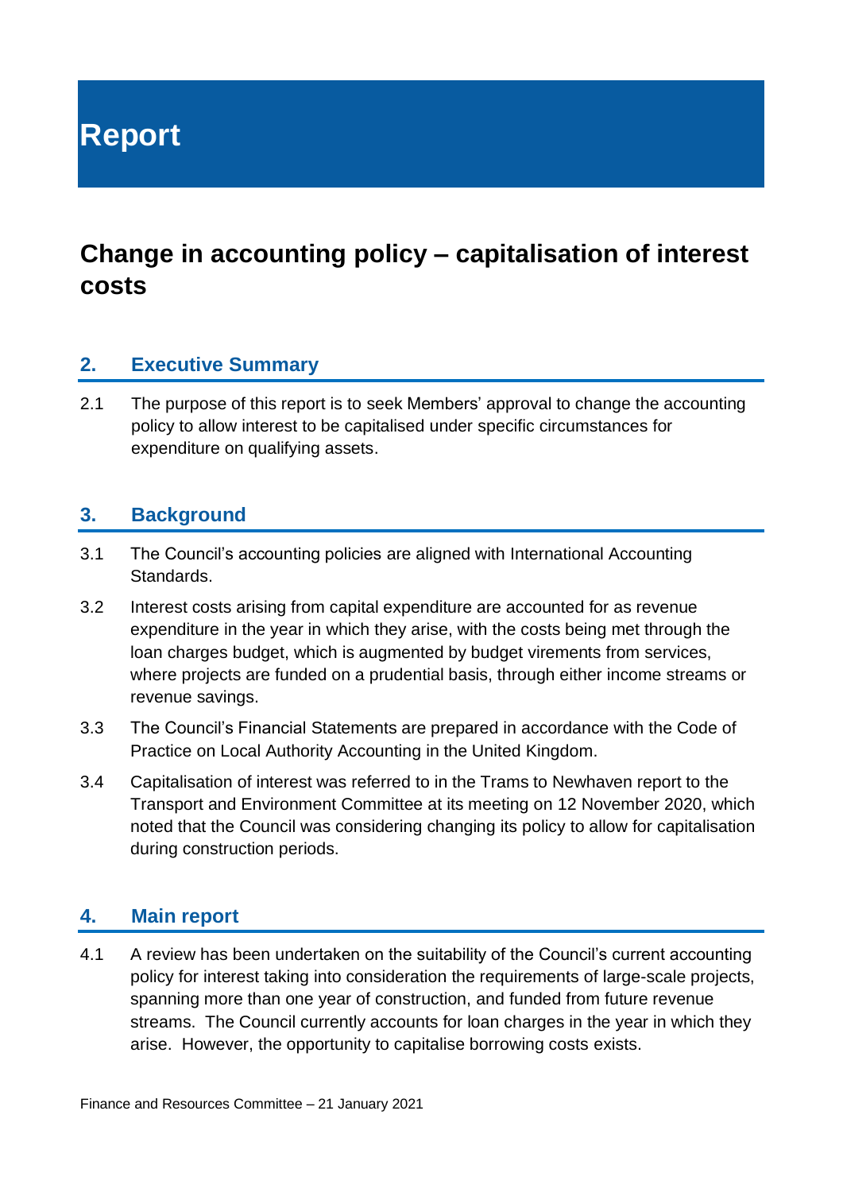# Report

## Change in accounting policy – capitalisation of interest costs

### 2. Executive Summary

2.1 The purpose of this report is to seek Members' approval to change the accounting policy to allow interest to be capitalised under specific circumstances for expenditure on qualifying assets.

### 3. Background

3.1 The Council's accounting policies are aligned with International Accounting Standards.

3.2 Interest costs arising from capital expenditure are accounted for as revenue expenditure in the year in which they arise, with the costs being met through the loan charges budget, which is augmented by budget virements from services, where projects are funded on a prudential basis, through either income streams or revenue savings.

3.3 The Council's Financial Statements are prepared in accordance with the Code of Practice on Local Authority Accounting in the United Kingdom.

3.4 Capitalisation of interest was referred to in the Trams to Newhaven report to the Transport and Environment Committee at its meeting on 12 November 2020, which noted that the Council was considering changing its policy to allow for capitalisation during construction periods.

### 4. Main report

4.1 A review has been undertaken on the suitability of the Council's current accounting policy for interest taking into consideration the requirements of large-scale projects, spanning more than one year of construction, and funded from future revenue streams. The Council currently accounts for loan charges in the year in which they arise. However, the opportunity to capitalise borrowing costs exists.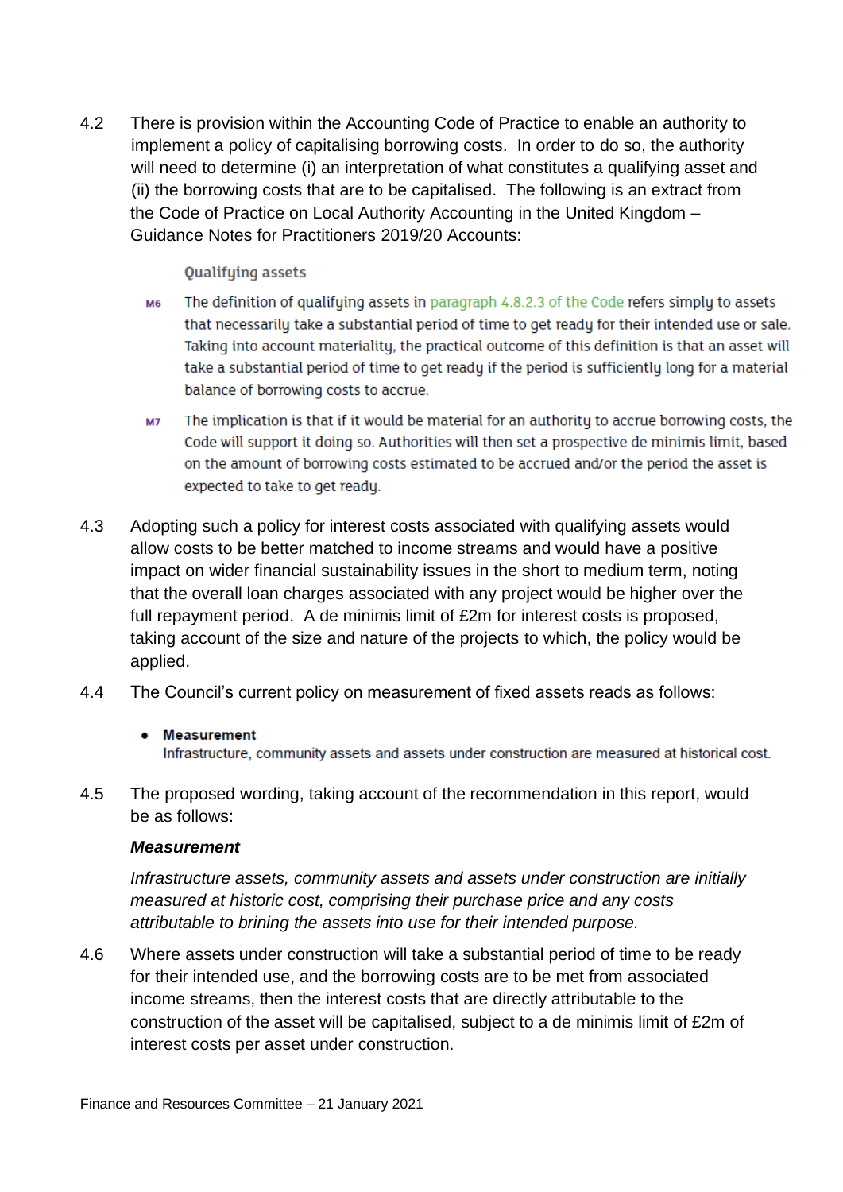4.2 There is provision within the Accounting Code of Practice to enable an authority to implement a policy of capitalising borrowing costs. In order to do so, the authority will need to determine (i) an interpretation of what constitutes a qualifying asset and (ii) the borrowing costs that are to be capitalised. The following is an extract from the Code of Practice on Local Authority Accounting in the United Kingdom – Guidance Notes for Practitioners 2019/20 Accounts:

> **Qualifying assets**
>
> M6 The definition of qualifying assets in paragraph 4.8.2.3 of the Code refers simply to assets that necessarily take a substantial period of time to get ready for their intended use or sale. Taking into account materiality, the practical outcome of this definition is that an asset will take a substantial period of time to get ready if the period is sufficiently long for a material balance of borrowing costs to accrue.
>
> M7 The implication is that if it would be material for an authority to accrue borrowing costs, the Code will support it doing so. Authorities will then set a prospective de minimis limit, based on the amount of borrowing costs estimated to be accrued and/or the period the asset is expected to take to get ready.

4.3 Adopting such a policy for interest costs associated with qualifying assets would allow costs to be better matched to income streams and would have a positive impact on wider financial sustainability issues in the short to medium term, noting that the overall loan charges associated with any project would be higher over the full repayment period. A de minimis limit of £2m for interest costs is proposed, taking account of the size and nature of the projects to which, the policy would be applied.

4.4 The Council's current policy on measurement of fixed assets reads as follows:

- **Measurement**
  Infrastructure, community assets and assets under construction are measured at historical cost.

4.5 The proposed wording, taking account of the recommendation in this report, would be as follows:

***Measurement***

*Infrastructure assets, community assets and assets under construction are initially measured at historic cost, comprising their purchase price and any costs attributable to brining the assets into use for their intended purpose.*

4.6 Where assets under construction will take a substantial period of time to be ready for their intended use, and the borrowing costs are to be met from associated income streams, then the interest costs that are directly attributable to the construction of the asset will be capitalised, subject to a de minimis limit of £2m of interest costs per asset under construction.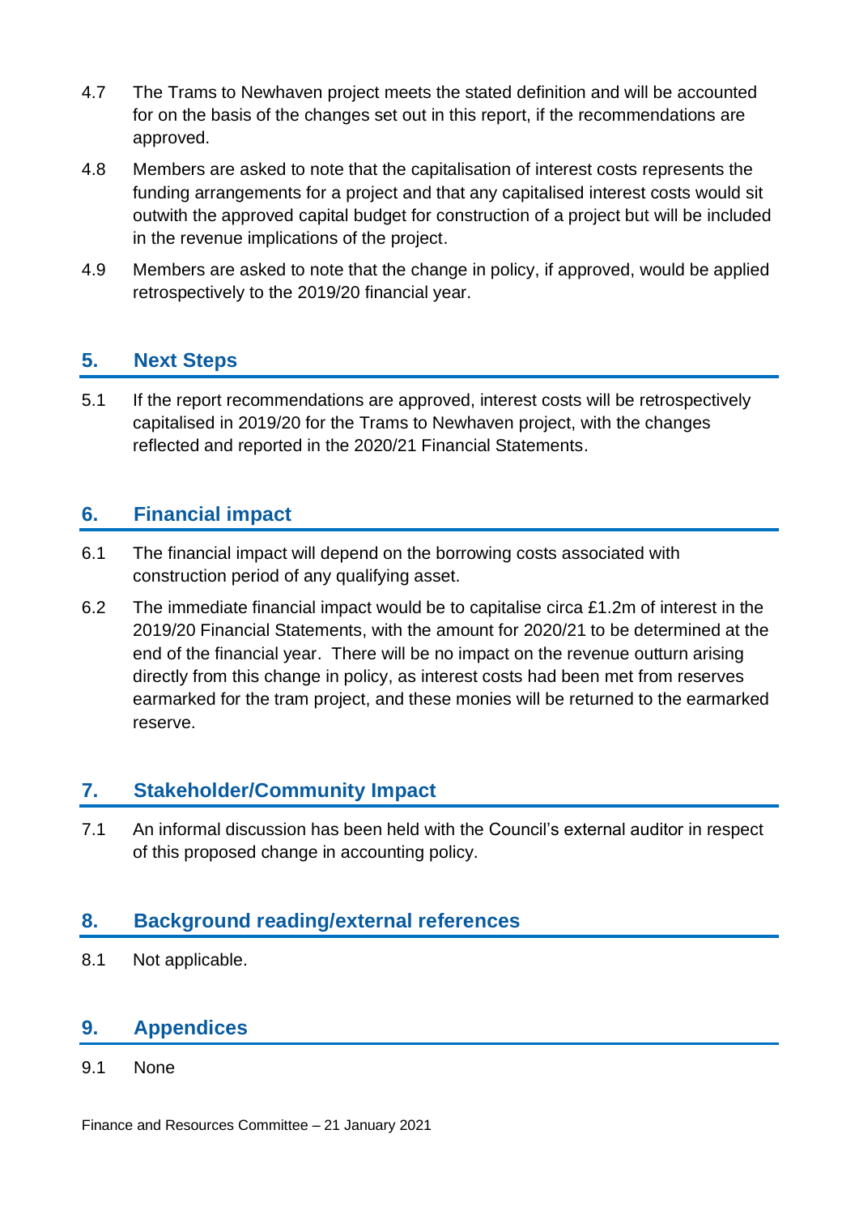4.7 The Trams to Newhaven project meets the stated definition and will be accounted for on the basis of the changes set out in this report, if the recommendations are approved.

4.8 Members are asked to note that the capitalisation of interest costs represents the funding arrangements for a project and that any capitalised interest costs would sit outwith the approved capital budget for construction of a project but will be included in the revenue implications of the project.

4.9 Members are asked to note that the change in policy, if approved, would be applied retrospectively to the 2019/20 financial year.

## 5. Next Steps

5.1 If the report recommendations are approved, interest costs will be retrospectively capitalised in 2019/20 for the Trams to Newhaven project, with the changes reflected and reported in the 2020/21 Financial Statements.

## 6. Financial impact

6.1 The financial impact will depend on the borrowing costs associated with construction period of any qualifying asset.

6.2 The immediate financial impact would be to capitalise circa £1.2m of interest in the 2019/20 Financial Statements, with the amount for 2020/21 to be determined at the end of the financial year. There will be no impact on the revenue outturn arising directly from this change in policy, as interest costs had been met from reserves earmarked for the tram project, and these monies will be returned to the earmarked reserve.

## 7. Stakeholder/Community Impact

7.1 An informal discussion has been held with the Council's external auditor in respect of this proposed change in accounting policy.

## 8. Background reading/external references

8.1 Not applicable.

## 9. Appendices

9.1 None